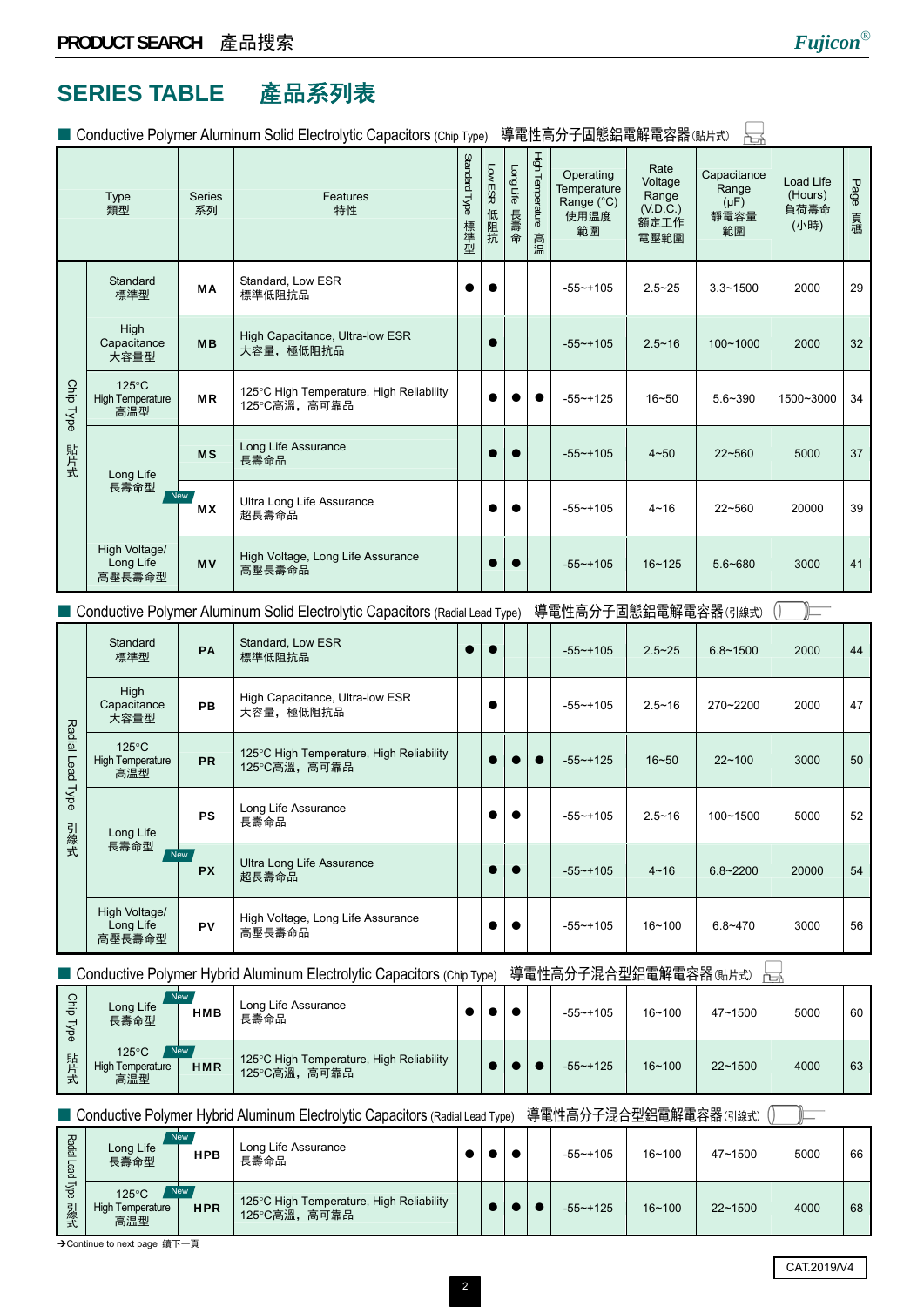# SERIES TABLE 產品系列表

## ■ Conductive Polymer Aluminum Solid Electrolytic Capacitors (Chip Type) 導電性高分子固態鋁電解電容器(貼片式)

| | Type 類型 | Series 系列 | Features 特性 | Standard Type 標準型 | Low ESR 低阻抗 | Long Life 長壽命 | High Temperature 高溫 | Operating Temperature Range (°C) 使用溫度範圍 | Rate Voltage Range (V.D.C.) 額定工作電壓範圍 | Capacitance Range (μF) 靜電容量範圍 | Load Life (Hours) 負荷壽命 (小時) | Page 頁碼 |
|---|---|---|---|---|---|---|---|---|---|---|---|---|
| Chip Type 貼片式 | Standard 標準型 | MA | Standard, Low ESR 標準低阻抗品 | ● | ● | | | -55~+105 | 2.5~25 | 3.3~1500 | 2000 | 29 |
| | High Capacitance 大容量型 | MB | High Capacitance, Ultra-low ESR 大容量，極低阻抗品 | | ● | | | -55~+105 | 2.5~16 | 100~1000 | 2000 | 32 |
| | 125°C High Temperature 高溫型 | MR | 125°C High Temperature, High Reliability 125°C高溫，高可靠品 | | ● | ● | ● | -55~+125 | 16~50 | 5.6~390 | 1500~3000 | 34 |
| | Long Life 長壽命型 | MS | Long Life Assurance 長壽命品 | | ● | ● | | -55~+105 | 4~50 | 22~560 | 5000 | 37 |
| | | MX (New) | Ultra Long Life Assurance 超長壽命品 | | ● | ● | | -55~+105 | 4~16 | 22~560 | 20000 | 39 |
| | High Voltage/ Long Life 高壓長壽命型 | MV | High Voltage, Long Life Assurance 高壓長壽命品 | | ● | ● | | -55~+105 | 16~125 | 5.6~680 | 3000 | 41 |

## ■ Conductive Polymer Aluminum Solid Electrolytic Capacitors (Radial Lead Type) 導電性高分子固態鋁電解電容器(引線式)

| | Type 類型 | Series 系列 | Features 特性 | Standard Type 標準型 | Low ESR 低阻抗 | Long Life 長壽命 | High Temperature 高溫 | Operating Temperature Range (°C) 使用溫度範圍 | Rate Voltage Range (V.D.C.) 額定工作電壓範圍 | Capacitance Range (μF) 靜電容量範圍 | Load Life (Hours) 負荷壽命 (小時) | Page 頁碼 |
|---|---|---|---|---|---|---|---|---|---|---|---|---|
| Radial Lead Type 引線式 | Standard 標準型 | PA | Standard, Low ESR 標準低阻抗品 | ● | ● | | | -55~+105 | 2.5~25 | 6.8~1500 | 2000 | 44 |
| | High Capacitance 大容量型 | PB | High Capacitance, Ultra-low ESR 大容量，極低阻抗品 | | ● | | | -55~+105 | 2.5~16 | 270~2200 | 2000 | 47 |
| | 125°C High Temperature 高溫型 | PR | 125°C High Temperature, High Reliability 125°C高溫，高可靠品 | | ● | ● | ● | -55~+125 | 16~50 | 22~100 | 3000 | 50 |
| | Long Life 長壽命型 | PS | Long Life Assurance 長壽命品 | | ● | ● | | -55~+105 | 2.5~16 | 100~1500 | 5000 | 52 |
| | | PX (New) | Ultra Long Life Assurance 超長壽命品 | | ● | ● | | -55~+105 | 4~16 | 6.8~2200 | 20000 | 54 |
| | High Voltage/ Long Life 高壓長壽命型 | PV | High Voltage, Long Life Assurance 高壓長壽命品 | | ● | ● | | -55~+105 | 16~100 | 6.8~470 | 3000 | 56 |

## ■ Conductive Polymer Hybrid Aluminum Electrolytic Capacitors (Chip Type) 導電性高分子混合型鋁電解電容器(貼片式)

| | Type 類型 | Series 系列 | Features 特性 | Standard Type 標準型 | Low ESR 低阻抗 | Long Life 長壽命 | High Temperature 高溫 | Operating Temperature Range (°C) 使用溫度範圍 | Rate Voltage Range (V.D.C.) 額定工作電壓範圍 | Capacitance Range (μF) 靜電容量範圍 | Load Life (Hours) 負荷壽命 (小時) | Page 頁碼 |
|---|---|---|---|---|---|---|---|---|---|---|---|---|
| Chip Type 貼片式 | Long Life 長壽命型 | HMB (New) | Long Life Assurance 長壽命品 | ● | ● | ● | | -55~+105 | 16~100 | 47~1500 | 5000 | 60 |
| | 125°C High Temperature 高溫型 | HMR (New) | 125°C High Temperature, High Reliability 125°C高溫，高可靠品 | | ● | ● | ● | -55~+125 | 16~100 | 22~1500 | 4000 | 63 |

## ■ Conductive Polymer Hybrid Aluminum Electrolytic Capacitors (Radial Lead Type) 導電性高分子混合型鋁電解電容器(引線式)

| | Type 類型 | Series 系列 | Features 特性 | Standard Type 標準型 | Low ESR 低阻抗 | Long Life 長壽命 | High Temperature 高溫 | Operating Temperature Range (°C) 使用溫度範圍 | Rate Voltage Range (V.D.C.) 額定工作電壓範圍 | Capacitance Range (μF) 靜電容量範圍 | Load Life (Hours) 負荷壽命 (小時) | Page 頁碼 |
|---|---|---|---|---|---|---|---|---|---|---|---|---|
| Radial Lead Type 引線式 | Long Life 長壽命型 | HPB (New) | Long Life Assurance 長壽命品 | ● | ● | ● | | -55~+105 | 16~100 | 47~1500 | 5000 | 66 |
| | 125°C High Temperature 高溫型 | HPR (New) | 125°C High Temperature, High Reliability 125°C高溫，高可靠品 | | ● | ● | ● | -55~+125 | 16~100 | 22~1500 | 4000 | 68 |

→Continue to next page 續下一頁

CAT.2019/V4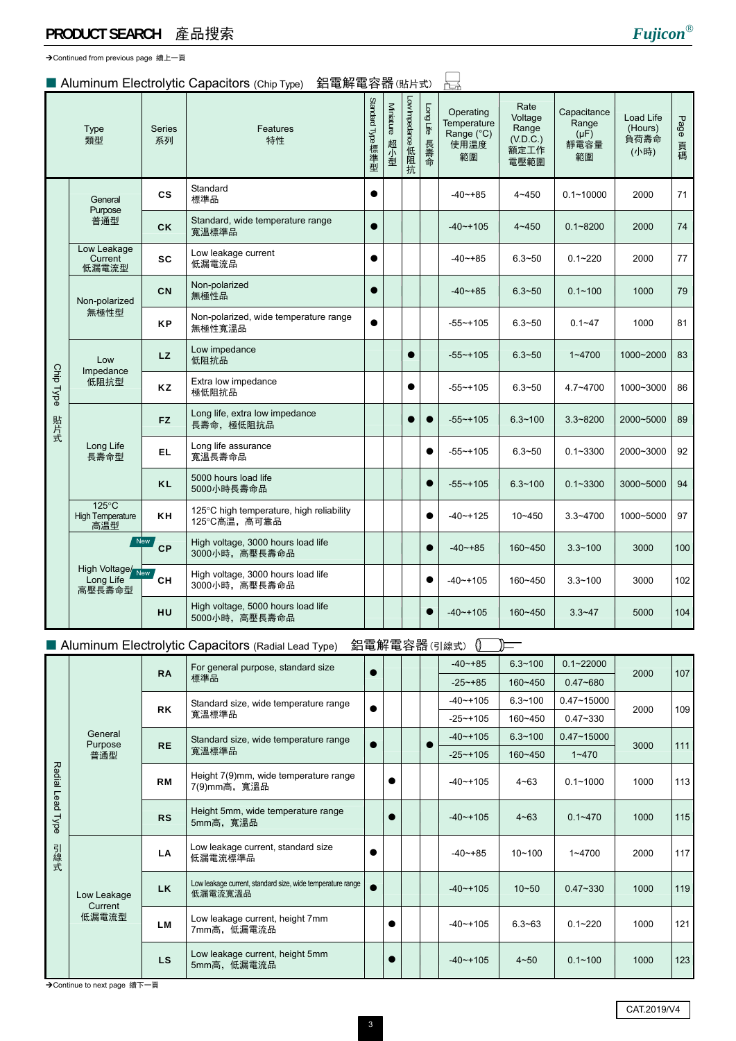→Continued from previous page 續上一頁

## Aluminum Electrolytic Capacitors (Chip Type) 鋁電解電容器(貼片式)

| | Type 類型 | Series 系列 | Features 特性 | Standard Type 標準型 | Miniature 超小型 | Low Impedance 低阻抗 | Long Life 長壽命 | Operating Temperature Range (°C) 使用溫度範圍 | Rate Voltage Range (V.D.C.) 額定工作電壓範圍 | Capacitance Range (µF) 靜電容量範圍 | Load Life (Hours) 負荷壽命 (小時) | Page 頁碼 |
|---|---|---|---|---|---|---|---|---|---|---|---|---|
| Chip Type 貼片式 | General Purpose 普通型 | CS | Standard 標準品 | ● | | | | -40~+85 | 4~450 | 0.1~10000 | 2000 | 71 |
| | | CK | Standard, wide temperature range 寬溫標準品 | ● | | | | -40~+105 | 4~450 | 0.1~8200 | 2000 | 74 |
| | Low Leakage Current 低漏電流型 | SC | Low leakage current 低漏電流品 | ● | | | | -40~+85 | 6.3~50 | 0.1~220 | 2000 | 77 |
| | Non-polarized 無極性型 | CN | Non-polarized 無極性品 | ● | | | | -40~+85 | 6.3~50 | 0.1~100 | 1000 | 79 |
| | | KP | Non-polarized, wide temperature range 無極性寬溫品 | ● | | | | -55~+105 | 6.3~50 | 0.1~47 | 1000 | 81 |
| | Low Impedance 低阻抗型 | LZ | Low impedance 低阻抗品 | | | ● | | -55~+105 | 6.3~50 | 1~4700 | 1000~2000 | 83 |
| | | KZ | Extra low impedance 極低阻抗品 | | | ● | | -55~+105 | 6.3~50 | 4.7~4700 | 1000~3000 | 86 |
| | Long Life 長壽命型 | FZ | Long life, extra low impedance 長壽命，極低阻抗品 | | | ● | ● | -55~+105 | 6.3~100 | 3.3~8200 | 2000~5000 | 89 |
| | | EL | Long life assurance 寬溫長壽命品 | | | | ● | -55~+105 | 6.3~50 | 0.1~3300 | 2000~3000 | 92 |
| | | KL | 5000 hours load life 5000小時長壽命品 | | | | ● | -55~+105 | 6.3~100 | 0.1~3300 | 3000~5000 | 94 |
| | 125°C High Temperature 高溫型 | KH | 125°C high temperature, high reliability 125°C高溫，高可靠品 | | | | ● | -40~+125 | 10~450 | 3.3~4700 | 1000~5000 | 97 |
| | High Voltage/Long Life 高壓長壽命型 | CP (New) | High voltage, 3000 hours load life 3000小時，高壓長壽命品 | | | | ● | -40~+85 | 160~450 | 3.3~100 | 3000 | 100 |
| | | CH (New) | High voltage, 3000 hours load life 3000小時，高壓長壽命品 | | | | ● | -40~+105 | 160~450 | 3.3~100 | 3000 | 102 |
| | | HU | High voltage, 5000 hours load life 5000小時，高壓長壽命品 | | | | ● | -40~+105 | 160~450 | 3.3~47 | 5000 | 104 |

## Aluminum Electrolytic Capacitors (Radial Lead Type) 鋁電解電容器(引線式)

| | Type 類型 | Series 系列 | Features 特性 | Standard Type 標準型 | Miniature 超小型 | Low Impedance 低阻抗 | Long Life 長壽命 | Operating Temperature Range (°C) 使用溫度範圍 | Rate Voltage Range (V.D.C.) 額定工作電壓範圍 | Capacitance Range (µF) 靜電容量範圍 | Load Life (Hours) 負荷壽命 (小時) | Page 頁碼 |
|---|---|---|---|---|---|---|---|---|---|---|---|---|
| Radial Lead Type 引線式 | General Purpose 普通型 | RA | For general purpose, standard size 標準品 | ● | | | | -40~+85 | 6.3~100 | 0.1~22000 | 2000 | 107 |
| | | | | | | | | -25~+85 | 160~450 | 0.47~680 | | |
| | | RK | Standard size, wide temperature range 寬溫標準品 | ● | | | | -40~+105 | 6.3~100 | 0.47~15000 | 2000 | 109 |
| | | | | | | | | -25~+105 | 160~450 | 0.47~330 | | |
| | | RE | Standard size, wide temperature range 寬溫標準品 | ● | | | ● | -40~+105 | 6.3~100 | 0.47~15000 | 3000 | 111 |
| | | | | | | | | -25~+105 | 160~450 | 1~470 | | |
| | | RM | Height 7(9)mm, wide temperature range 7(9)mm高，寬溫品 | | ● | | | -40~+105 | 4~63 | 0.1~1000 | 1000 | 113 |
| | | RS | Height 5mm, wide temperature range 5mm高，寬溫品 | | ● | | | -40~+105 | 4~63 | 0.1~470 | 1000 | 115 |
| | Low Leakage Current 低漏電流型 | LA | Low leakage current, standard size 低漏電流標準品 | ● | | | | -40~+85 | 10~100 | 1~4700 | 2000 | 117 |
| | | LK | Low leakage current, standard size, wide temperature range 低漏電流寬溫品 | ● | | | | -40~+105 | 10~50 | 0.47~330 | 1000 | 119 |
| | | LM | Low leakage current, height 7mm 7mm高，低漏電流品 | | ● | | | -40~+105 | 6.3~63 | 0.1~220 | 1000 | 121 |
| | | LS | Low leakage current, height 5mm 5mm高，低漏電流品 | | ● | | | -40~+105 | 4~50 | 0.1~100 | 1000 | 123 |

→Continue to next page 續下一頁

CAT.2019/V4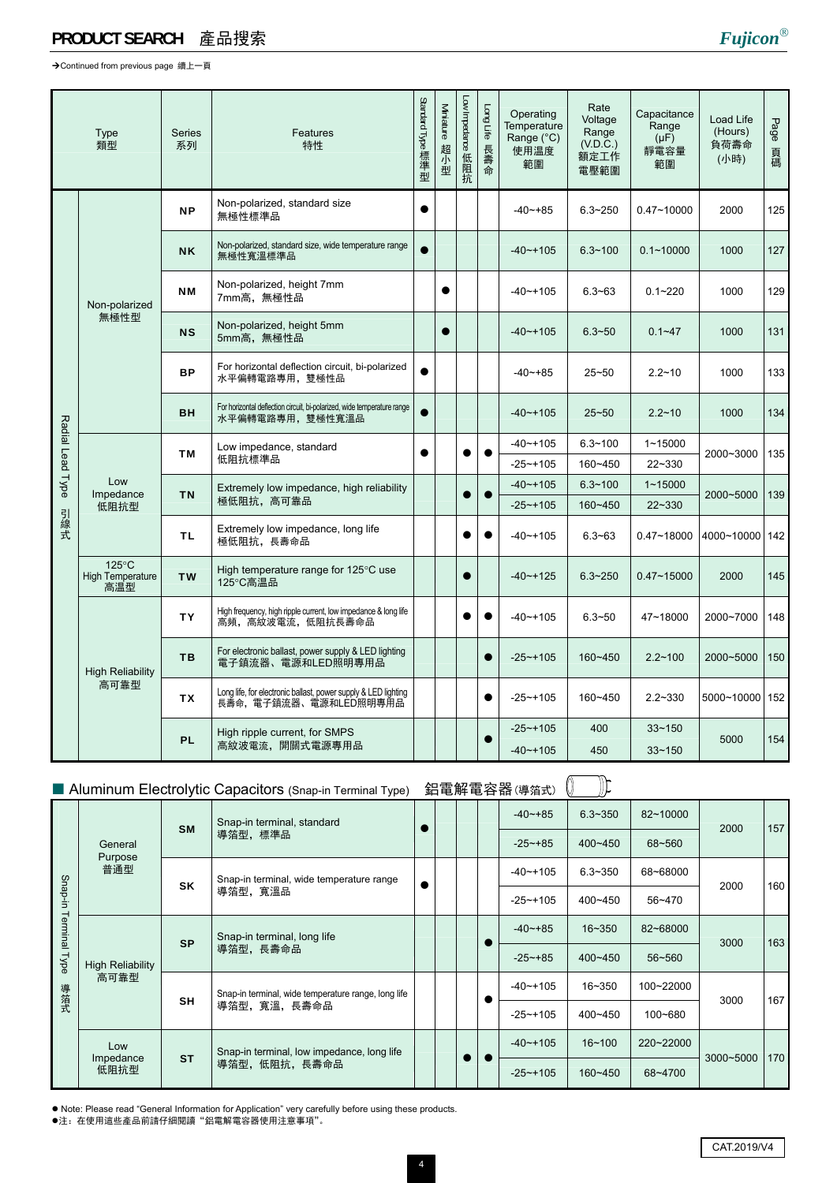# PRODUCT SEARCH 產品搜索

→Continued from previous page 續上一頁

| | Type 類型 | Series 系列 | Features 特性 | Standard Type 標準型 | Miniature 超小型 | Low Impedance 低阻抗 | Long Life 長壽命 | Operating Temperature Range (°C) 使用溫度範圍 | Rate Voltage Range (V.D.C.) 額定工作電壓範圍 | Capacitance Range (μF) 靜電容量範圍 | Load Life (Hours) 負荷壽命(小時) | Page 頁碼 |
|---|---|---|---|---|---|---|---|---|---|---|---|---|
| Radial Lead Type 引線式 | Non-polarized 無極性型 | NP | Non-polarized, standard size 無極性標準品 | ● | | | | -40~+85 | 6.3~250 | 0.47~10000 | 2000 | 125 |
| | | NK | Non-polarized, standard size, wide temperature range 無極性寬溫標準品 | ● | | | | -40~+105 | 6.3~100 | 0.1~10000 | 1000 | 127 |
| | | NM | Non-polarized, height 7mm 7mm高，無極性品 | | ● | | | -40~+105 | 6.3~63 | 0.1~220 | 1000 | 129 |
| | | NS | Non-polarized, height 5mm 5mm高，無極性品 | | ● | | | -40~+105 | 6.3~50 | 0.1~47 | 1000 | 131 |
| | | BP | For horizontal deflection circuit, bi-polarized 水平偏轉電路專用，雙極性品 | ● | | | | -40~+85 | 25~50 | 2.2~10 | 1000 | 133 |
| | | BH | For horizontal deflection circuit, bi-polarized, wide temperature range 水平偏轉電路專用，雙極性寬溫品 | ● | | | | -40~+105 | 25~50 | 2.2~10 | 1000 | 134 |
| | Low Impedance 低阻抗型 | TM | Low impedance, standard 低阻抗標準品 | ● | | ● | ● | -40~+105 | 6.3~100 | 1~15000 | 2000~3000 | 135 |
| | | | | | | | | -25~+105 | 160~450 | 22~330 | | |
| | | TN | Extremely low impedance, high reliability 極低阻抗，高可靠品 | | | ● | ● | -40~+105 | 6.3~100 | 1~15000 | 2000~5000 | 139 |
| | | | | | | | | -25~+105 | 160~450 | 22~330 | | |
| | | TL | Extremely low impedance, long life 極低阻抗，長壽命品 | | | ● | ● | -40~+105 | 6.3~63 | 0.47~18000 | 4000~10000 | 142 |
| | 125°C High Temperature 高溫型 | TW | High temperature range for 125°C use 125°C高溫品 | | | ● | | -40~+125 | 6.3~250 | 0.47~15000 | 2000 | 145 |
| | High Reliability 高可靠型 | TY | High frequency, high ripple current, low impedance & long life 高頻，高紋波電流，低阻抗長壽命品 | | | ● | ● | -40~+105 | 6.3~50 | 47~18000 | 2000~7000 | 148 |
| | | TB | For electronic ballast, power supply & LED lighting 電子鎮流器、電源和LED照明專用品 | | | | ● | -25~+105 | 160~450 | 2.2~100 | 2000~5000 | 150 |
| | | TX | Long life, for electronic ballast, power supply & LED lighting 長壽命，電子鎮流器、電源和LED照明專用品 | | | | ● | -25~+105 | 160~450 | 2.2~330 | 5000~10000 | 152 |
| | | PL | High ripple current, for SMPS 高紋波電流，開關式電源專用品 | | | | ● | -25~+105 | 400 | 33~150 | 5000 | 154 |
| | | | | | | | | -40~+105 | 450 | 33~150 | | |

## Aluminum Electrolytic Capacitors (Snap-in Terminal Type) 鋁電解電容器(導箔式)

| | Type 類型 | Series 系列 | Features 特性 | Standard Type 標準型 | Miniature 超小型 | Low Impedance 低阻抗 | Long Life 長壽命 | Operating Temperature Range (°C) 使用溫度範圍 | Rate Voltage Range (V.D.C.) 額定工作電壓範圍 | Capacitance Range (μF) 靜電容量範圍 | Load Life (Hours) 負荷壽命(小時) | Page 頁碼 |
|---|---|---|---|---|---|---|---|---|---|---|---|---|
| Snap-in Terminal Type 導箔式 | General Purpose 普通型 | SM | Snap-in terminal, standard 導箔型，標準品 | ● | | | | -40~+85 | 6.3~350 | 82~10000 | 2000 | 157 |
| | | | | | | | | -25~+85 | 400~450 | 68~560 | | |
| | | SK | Snap-in terminal, wide temperature range 導箔型，寬溫品 | ● | | | | -40~+105 | 6.3~350 | 68~68000 | 2000 | 160 |
| | | | | | | | | -25~+105 | 400~450 | 56~470 | | |
| | High Reliability 高可靠型 | SP | Snap-in terminal, long life 導箔型，長壽命品 | | | | ● | -40~+85 | 16~350 | 82~68000 | 3000 | 163 |
| | | | | | | | | -25~+85 | 400~450 | 56~560 | | |
| | | SH | Snap-in terminal, wide temperature range, long life 導箔型，寬溫，長壽命品 | | | | ● | -40~+105 | 16~350 | 100~22000 | 3000 | 167 |
| | | | | | | | | -25~+105 | 400~450 | 100~680 | | |
| | Low Impedance 低阻抗型 | ST | Snap-in terminal, low impedance, long life 導箔型，低阻抗，長壽命品 | | | ● | ● | -40~+105 | 16~100 | 220~22000 | 3000~5000 | 170 |
| | | | | | | | | -25~+105 | 160~450 | 68~4700 | | |

● Note: Please read "General Information for Application" very carefully before using these products.
●注：在使用這些產品前請仔細閱讀"鋁電解電容器使用注意事項"。

CAT.2019/V4